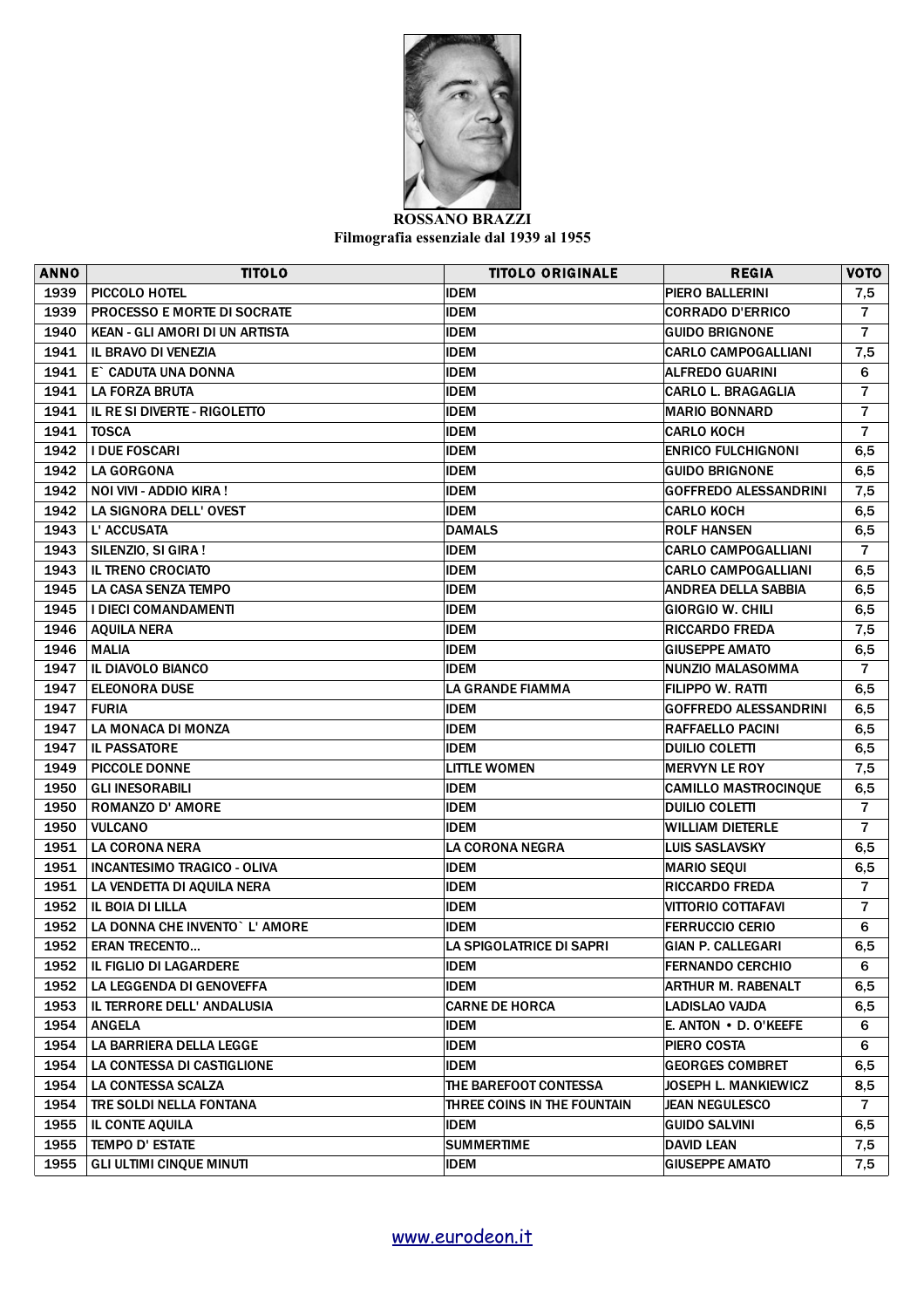**ROSSANO BRAZZI**
**Filmografia essenziale dal 1939 al 1955**

| ANNO | TITOLO | TITOLO ORIGINALE | REGIA | VOTO |
|---|---|---|---|---|
| 1939 | PICCOLO HOTEL | IDEM | PIERO BALLERINI | 7,5 |
| 1939 | PROCESSO E MORTE DI SOCRATE | IDEM | CORRADO D'ERRICO | 7 |
| 1940 | KEAN - GLI AMORI DI UN ARTISTA | IDEM | GUIDO BRIGNONE | 7 |
| 1941 | IL BRAVO DI VENEZIA | IDEM | CARLO CAMPOGALLIANI | 7,5 |
| 1941 | E` CADUTA UNA DONNA | IDEM | ALFREDO GUARINI | 6 |
| 1941 | LA FORZA BRUTA | IDEM | CARLO L. BRAGAGLIA | 7 |
| 1941 | IL RE SI DIVERTE - RIGOLETTO | IDEM | MARIO BONNARD | 7 |
| 1941 | TOSCA | IDEM | CARLO KOCH | 7 |
| 1942 | I DUE FOSCARI | IDEM | ENRICO FULCHIGNONI | 6,5 |
| 1942 | LA GORGONA | IDEM | GUIDO BRIGNONE | 6,5 |
| 1942 | NOI VIVI - ADDIO KIRA ! | IDEM | GOFFREDO ALESSANDRINI | 7,5 |
| 1942 | LA SIGNORA DELL' OVEST | IDEM | CARLO KOCH | 6,5 |
| 1943 | L' ACCUSATA | DAMALS | ROLF HANSEN | 6,5 |
| 1943 | SILENZIO, SI GIRA ! | IDEM | CARLO CAMPOGALLIANI | 7 |
| 1943 | IL TRENO CROCIATO | IDEM | CARLO CAMPOGALLIANI | 6,5 |
| 1945 | LA CASA SENZA TEMPO | IDEM | ANDREA DELLA SABBIA | 6,5 |
| 1945 | I DIECI COMANDAMENTI | IDEM | GIORGIO W. CHILI | 6,5 |
| 1946 | AQUILA NERA | IDEM | RICCARDO FREDA | 7,5 |
| 1946 | MALIA | IDEM | GIUSEPPE AMATO | 6,5 |
| 1947 | IL DIAVOLO BIANCO | IDEM | NUNZIO MALASOMMA | 7 |
| 1947 | ELEONORA DUSE | LA GRANDE FIAMMA | FILIPPO W. RATTI | 6,5 |
| 1947 | FURIA | IDEM | GOFFREDO ALESSANDRINI | 6,5 |
| 1947 | LA MONACA DI MONZA | IDEM | RAFFAELLO PACINI | 6,5 |
| 1947 | IL PASSATORE | IDEM | DUILIO COLETTI | 6,5 |
| 1949 | PICCOLE DONNE | LITTLE WOMEN | MERVYN LE ROY | 7,5 |
| 1950 | GLI INESORABILI | IDEM | CAMILLO MASTROCINQUE | 6,5 |
| 1950 | ROMANZO D' AMORE | IDEM | DUILIO COLETTI | 7 |
| 1950 | VULCANO | IDEM | WILLIAM DIETERLE | 7 |
| 1951 | LA CORONA NERA | LA CORONA NEGRA | LUIS SASLAVSKY | 6,5 |
| 1951 | INCANTESIMO TRAGICO - OLIVA | IDEM | MARIO SEQUI | 6,5 |
| 1951 | LA VENDETTA DI AQUILA NERA | IDEM | RICCARDO FREDA | 7 |
| 1952 | IL BOIA DI LILLA | IDEM | VITTORIO COTTAFAVI | 7 |
| 1952 | LA DONNA CHE INVENTO` L' AMORE | IDEM | FERRUCCIO CERIO | 6 |
| 1952 | ERAN TRECENTO... | LA SPIGOLATRICE DI SAPRI | GIAN P. CALLEGARI | 6,5 |
| 1952 | IL FIGLIO DI LAGARDERE | IDEM | FERNANDO CERCHIO | 6 |
| 1952 | LA LEGGENDA DI GENOVEFFA | IDEM | ARTHUR M. RABENALT | 6,5 |
| 1953 | IL TERRORE DELL' ANDALUSIA | CARNE DE HORCA | LADISLAO VAJDA | 6,5 |
| 1954 | ANGELA | IDEM | E. ANTON • D. O'KEEFE | 6 |
| 1954 | LA BARRIERA DELLA LEGGE | IDEM | PIERO COSTA | 6 |
| 1954 | LA CONTESSA DI CASTIGLIONE | IDEM | GEORGES COMBRET | 6,5 |
| 1954 | LA CONTESSA SCALZA | THE BAREFOOT CONTESSA | JOSEPH L. MANKIEWICZ | 8,5 |
| 1954 | TRE SOLDI NELLA FONTANA | THREE COINS IN THE FOUNTAIN | JEAN NEGULESCO | 7 |
| 1955 | IL CONTE AQUILA | IDEM | GUIDO SALVINI | 6,5 |
| 1955 | TEMPO D' ESTATE | SUMMERTIME | DAVID LEAN | 7,5 |
| 1955 | GLI ULTIMI CINQUE MINUTI | IDEM | GIUSEPPE AMATO | 7,5 |

www.eurodeon.it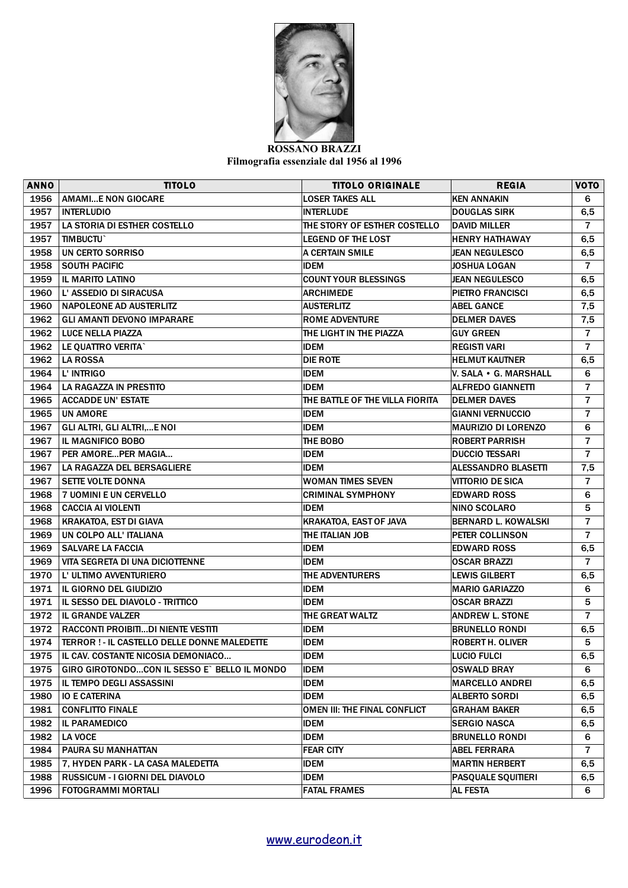**ROSSANO BRAZZI**
**Filmografia essenziale dal 1956 al 1996**

| ANNO | TITOLO | TITOLO ORIGINALE | REGIA | VOTO |
|---|---|---|---|---|
| 1956 | AMAMI...E NON GIOCARE | LOSER TAKES ALL | KEN ANNAKIN | 6 |
| 1957 | INTERLUDIO | INTERLUDE | DOUGLAS SIRK | 6,5 |
| 1957 | LA STORIA DI ESTHER COSTELLO | THE STORY OF ESTHER COSTELLO | DAVID MILLER | 7 |
| 1957 | TIMBUCTU` | LEGEND OF THE LOST | HENRY HATHAWAY | 6,5 |
| 1958 | UN CERTO SORRISO | A CERTAIN SMILE | JEAN NEGULESCO | 6,5 |
| 1958 | SOUTH PACIFIC | IDEM | JOSHUA LOGAN | 7 |
| 1959 | IL MARITO LATINO | COUNT YOUR BLESSINGS | JEAN NEGULESCO | 6,5 |
| 1960 | L' ASSEDIO DI SIRACUSA | ARCHIMEDE | PIETRO FRANCISCI | 6,5 |
| 1960 | NAPOLEONE AD AUSTERLITZ | AUSTERLITZ | ABEL GANCE | 7,5 |
| 1962 | GLI AMANTI DEVONO IMPARARE | ROME ADVENTURE | DELMER DAVES | 7,5 |
| 1962 | LUCE NELLA PIAZZA | THE LIGHT IN THE PIAZZA | GUY GREEN | 7 |
| 1962 | LE QUATTRO VERITA` | IDEM | REGISTI VARI | 7 |
| 1962 | LA ROSSA | DIE ROTE | HELMUT KAUTNER | 6,5 |
| 1964 | L' INTRIGO | IDEM | V. SALA • G. MARSHALL | 6 |
| 1964 | LA RAGAZZA IN PRESTITO | IDEM | ALFREDO GIANNETTI | 7 |
| 1965 | ACCADDE UN' ESTATE | THE BATTLE OF THE VILLA FIORITA | DELMER DAVES | 7 |
| 1965 | UN AMORE | IDEM | GIANNI VERNUCCIO | 7 |
| 1967 | GLI ALTRI, GLI ALTRI,...E NOI | IDEM | MAURIZIO DI LORENZO | 6 |
| 1967 | IL MAGNIFICO BOBO | THE BOBO | ROBERT PARRISH | 7 |
| 1967 | PER AMORE...PER MAGIA... | IDEM | DUCCIO TESSARI | 7 |
| 1967 | LA RAGAZZA DEL BERSAGLIERE | IDEM | ALESSANDRO BLASETTI | 7,5 |
| 1967 | SETTE VOLTE DONNA | WOMAN TIMES SEVEN | VITTORIO DE SICA | 7 |
| 1968 | 7 UOMINI E UN CERVELLO | CRIMINAL SYMPHONY | EDWARD ROSS | 6 |
| 1968 | CACCIA AI VIOLENTI | IDEM | NINO SCOLARO | 5 |
| 1968 | KRAKATOA, EST DI GIAVA | KRAKATOA, EAST OF JAVA | BERNARD L. KOWALSKI | 7 |
| 1969 | UN COLPO ALL' ITALIANA | THE ITALIAN JOB | PETER COLLINSON | 7 |
| 1969 | SALVARE LA FACCIA | IDEM | EDWARD ROSS | 6,5 |
| 1969 | VITA SEGRETA DI UNA DICIOTTENNE | IDEM | OSCAR BRAZZI | 7 |
| 1970 | L' ULTIMO AVVENTURIERO | THE ADVENTURERS | LEWIS GILBERT | 6,5 |
| 1971 | IL GIORNO DEL GIUDIZIO | IDEM | MARIO GARIAZZO | 6 |
| 1971 | IL SESSO DEL DIAVOLO - TRITTICO | IDEM | OSCAR BRAZZI | 5 |
| 1972 | IL GRANDE VALZER | THE GREAT WALTZ | ANDREW L. STONE | 7 |
| 1972 | RACCONTI PROIBITI...DI NIENTE VESTITI | IDEM | BRUNELLO RONDI | 6,5 |
| 1974 | TERROR ! - IL CASTELLO DELLE DONNE MALEDETTE | IDEM | ROBERT H. OLIVER | 5 |
| 1975 | IL CAV. COSTANTE NICOSIA DEMONIACO... | IDEM | LUCIO FULCI | 6,5 |
| 1975 | GIRO GIROTONDO...CON IL SESSO E` BELLO IL MONDO | IDEM | OSWALD BRAY | 6 |
| 1975 | IL TEMPO DEGLI ASSASSINI | IDEM | MARCELLO ANDREI | 6,5 |
| 1980 | IO E CATERINA | IDEM | ALBERTO SORDI | 6,5 |
| 1981 | CONFLITTO FINALE | OMEN III: THE FINAL CONFLICT | GRAHAM BAKER | 6,5 |
| 1982 | IL PARAMEDICO | IDEM | SERGIO NASCA | 6,5 |
| 1982 | LA VOCE | IDEM | BRUNELLO RONDI | 6 |
| 1984 | PAURA SU MANHATTAN | FEAR CITY | ABEL FERRARA | 7 |
| 1985 | 7, HYDEN PARK - LA CASA MALEDETTA | IDEM | MARTIN HERBERT | 6,5 |
| 1988 | RUSSICUM - I GIORNI DEL DIAVOLO | IDEM | PASQUALE SQUITIERI | 6,5 |
| 1996 | FOTOGRAMMI MORTALI | FATAL FRAMES | AL FESTA | 6 |

www.eurodeon.it